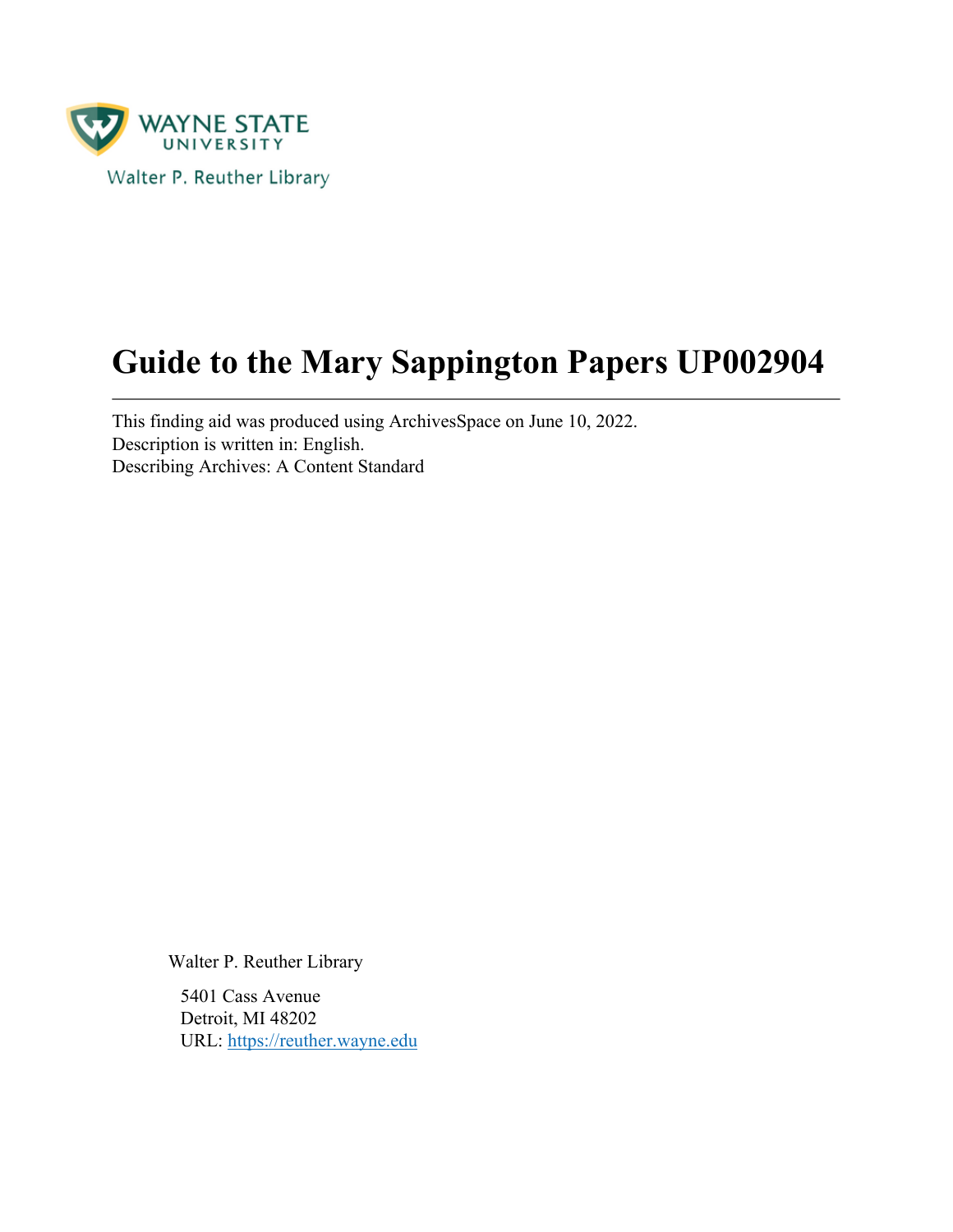WAYNE STATE UNIVERSITY

Walter P. Reuther Library

# Guide to the Mary Sappington Papers UP002904

This finding aid was produced using ArchivesSpace on June 10, 2022.
Description is written in: English.
Describing Archives: A Content Standard

Walter P. Reuther Library

5401 Cass Avenue
Detroit, MI 48202
URL: https://reuther.wayne.edu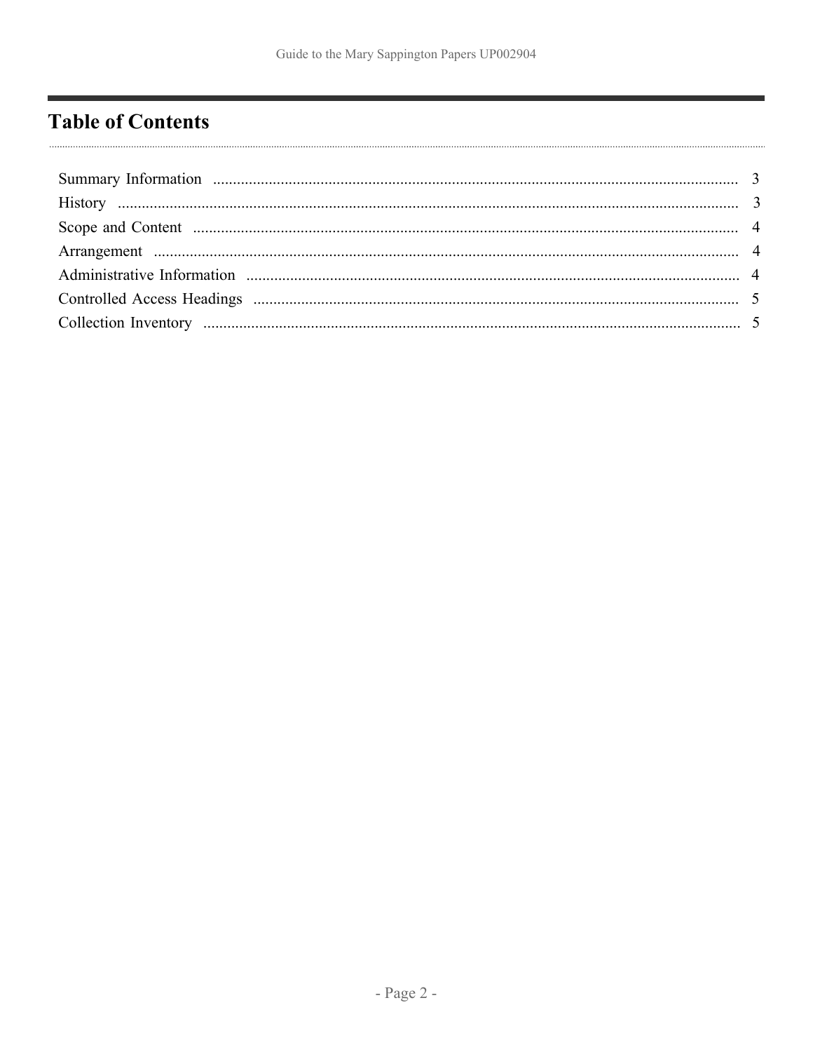# Table of Contents

- Summary Information ........ 3
- History ........ 3
- Scope and Content ........ 4
- Arrangement ........ 4
- Administrative Information ........ 4
- Controlled Access Headings ........ 5
- Collection Inventory ........ 5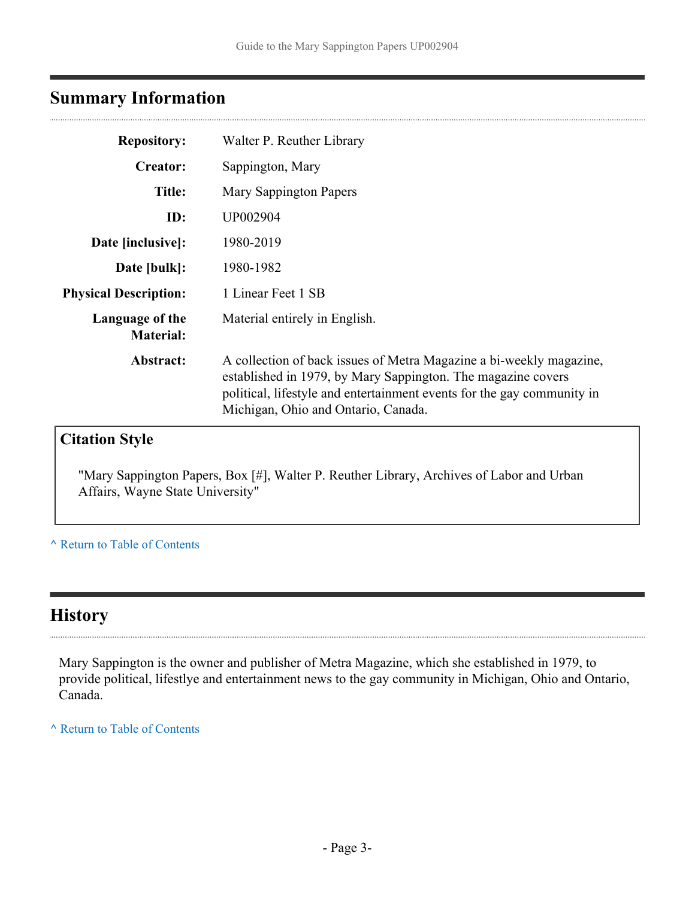## Summary Information

| | |
|---|---|
| **Repository:** | Walter P. Reuther Library |
| **Creator:** | Sappington, Mary |
| **Title:** | Mary Sappington Papers |
| **ID:** | UP002904 |
| **Date [inclusive]:** | 1980-2019 |
| **Date [bulk]:** | 1980-1982 |
| **Physical Description:** | 1 Linear Feet 1 SB |
| **Language of the Material:** | Material entirely in English. |
| **Abstract:** | A collection of back issues of Metra Magazine a bi-weekly magazine, established in 1979, by Mary Sappington. The magazine covers political, lifestyle and entertainment events for the gay community in Michigan, Ohio and Ontario, Canada. |

### Citation Style

"Mary Sappington Papers, Box [#], Walter P. Reuther Library, Archives of Labor and Urban Affairs, Wayne State University"

^ Return to Table of Contents

## History

Mary Sappington is the owner and publisher of Metra Magazine, which she established in 1979, to provide political, lifestlye and entertainment news to the gay community in Michigan, Ohio and Ontario, Canada.

^ Return to Table of Contents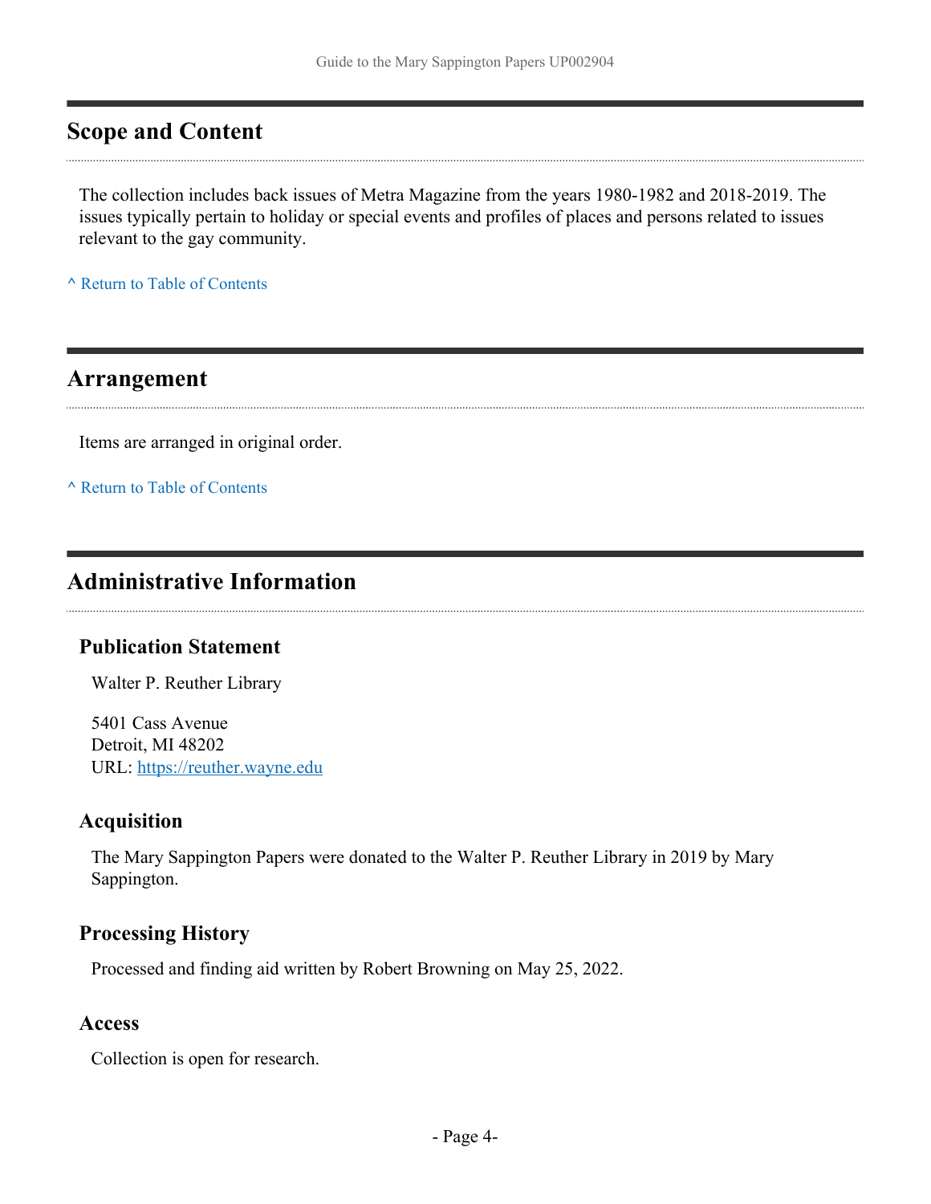## Scope and Content

The collection includes back issues of Metra Magazine from the years 1980-1982 and 2018-2019. The issues typically pertain to holiday or special events and profiles of places and persons related to issues relevant to the gay community.

^ Return to Table of Contents

## Arrangement

Items are arranged in original order.

^ Return to Table of Contents

## Administrative Information

### Publication Statement

Walter P. Reuther Library

5401 Cass Avenue
Detroit, MI 48202
URL: https://reuther.wayne.edu

### Acquisition

The Mary Sappington Papers were donated to the Walter P. Reuther Library in 2019 by Mary Sappington.

### Processing History

Processed and finding aid written by Robert Browning on May 25, 2022.

### Access

Collection is open for research.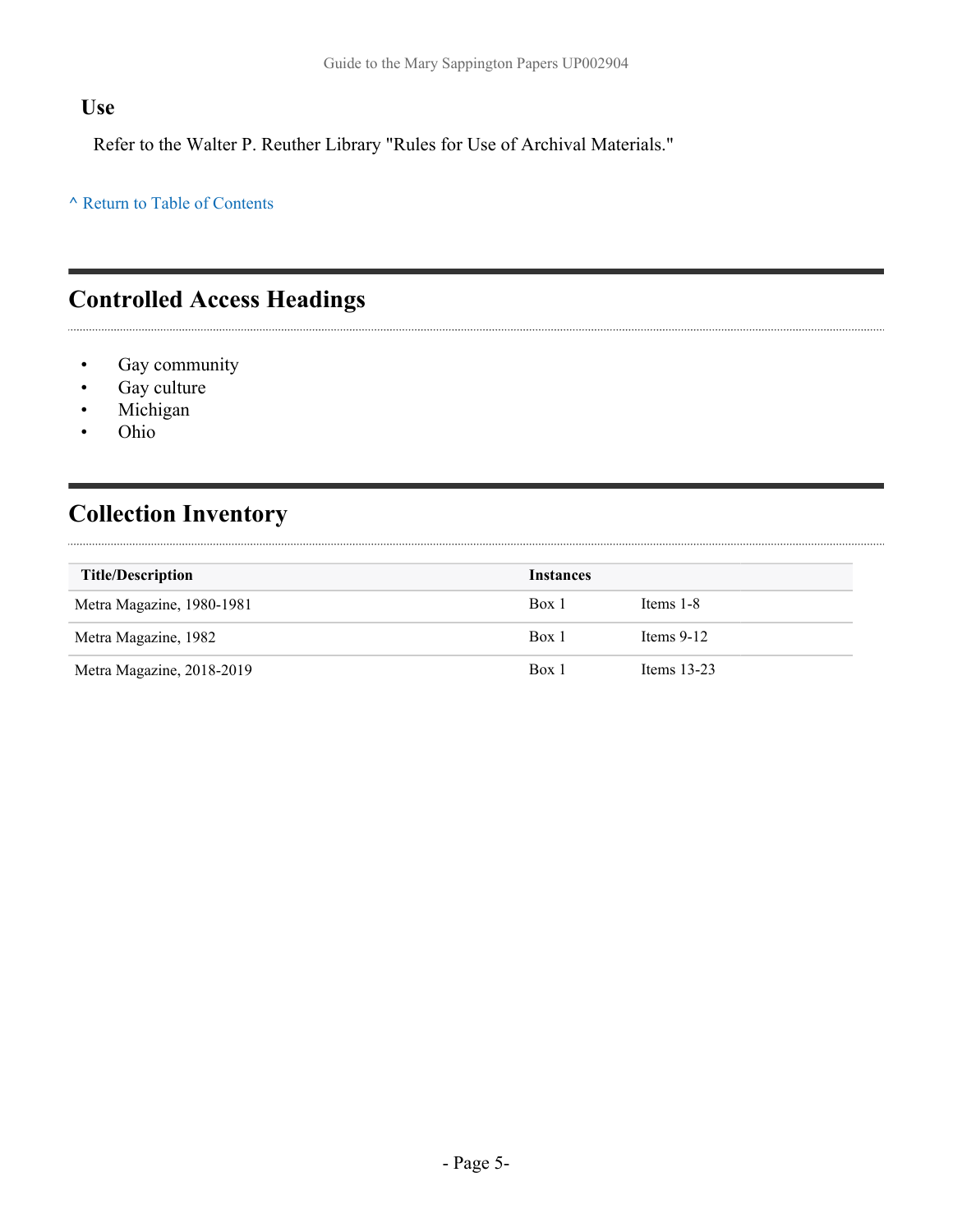### Use

Refer to the Walter P. Reuther Library "Rules for Use of Archival Materials."

^ Return to Table of Contents

## Controlled Access Headings

- Gay community
- Gay culture
- Michigan
- Ohio

## Collection Inventory

| Title/Description | Instances | |
|---|---|---|
| Metra Magazine, 1980-1981 | Box 1 | Items 1-8 |
| Metra Magazine, 1982 | Box 1 | Items 9-12 |
| Metra Magazine, 2018-2019 | Box 1 | Items 13-23 |